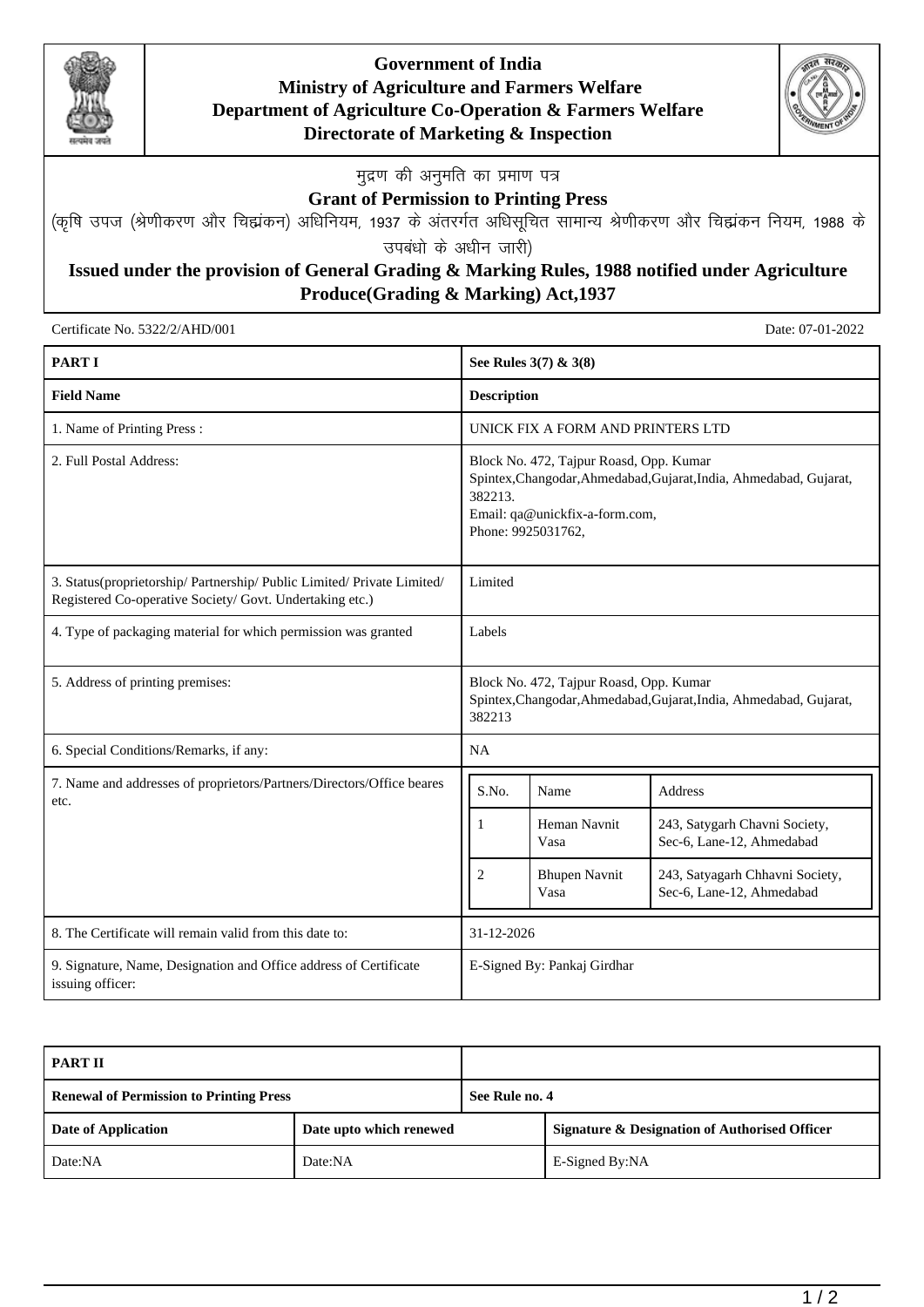**Government of India**
**Ministry of Agriculture and Farmers Welfare**
**Department of Agriculture Co-Operation & Farmers Welfare**
**Directorate of Marketing & Inspection**

मुद्रण की अनुमति का प्रमाण पत्र

## Grant of Permission to Printing Press

(कृषि उपज (श्रेणीकरण और चिह्नांकन) अधिनियम, 1937 के अंतरगत अधिसूचित सामान्य श्रेणीकरण और चिह्नांकन नियम, 1988 के उपबंधो के अधीन जारी)

**Issued under the provision of General Grading & Marking Rules, 1988 notified under Agriculture Produce(Grading & Marking) Act,1937**

Certificate No. 5322/2/AHD/001

Date: 07-01-2022

| **PART I** | **See Rules 3(7) & 3(8)** |
|---|---|
| **Field Name** | **Description** |
| 1. Name of Printing Press : | UNICK FIX A FORM AND PRINTERS LTD |
| 2. Full Postal Address: | Block No. 472, Tajpur Roasd, Opp. Kumar Spintex,Changodar,Ahmedabad,Gujarat,India, Ahmedabad, Gujarat, 382213.<br>Email: qa@unickfix-a-form.com,<br>Phone: 9925031762, |
| 3. Status(proprietorship/ Partnership/ Public Limited/ Private Limited/ Registered Co-operative Society/ Govt. Undertaking etc.) | Limited |
| 4. Type of packaging material for which permission was granted | Labels |
| 5. Address of printing premises: | Block No. 472, Tajpur Roasd, Opp. Kumar Spintex,Changodar,Ahmedabad,Gujarat,India, Ahmedabad, Gujarat, 382213 |
| 6. Special Conditions/Remarks, if any: | NA |
| 7. Name and addresses of proprietors/Partners/Directors/Office beares etc. | See table below |
| 8. The Certificate will remain valid from this date to: | 31-12-2026 |
| 9. Signature, Name, Designation and Office address of Certificate issuing officer: | E-Signed By: Pankaj Girdhar |

| S.No. | Name | Address |
|---|---|---|
| 1 | Heman Navnit Vasa | 243, Satygarh Chavni Society, Sec-6, Lane-12, Ahmedabad |
| 2 | Bhupen Navnit Vasa | 243, Satyagarh Chhavni Society, Sec-6, Lane-12, Ahmedabad |

| **PART II** | | |
|---|---|---|
| **Renewal of Permission to Printing Press** | | **See Rule no. 4** |
| **Date of Application** | **Date upto which renewed** | **Signature & Designation of Authorised Officer** |
| Date:NA | Date:NA | E-Signed By:NA |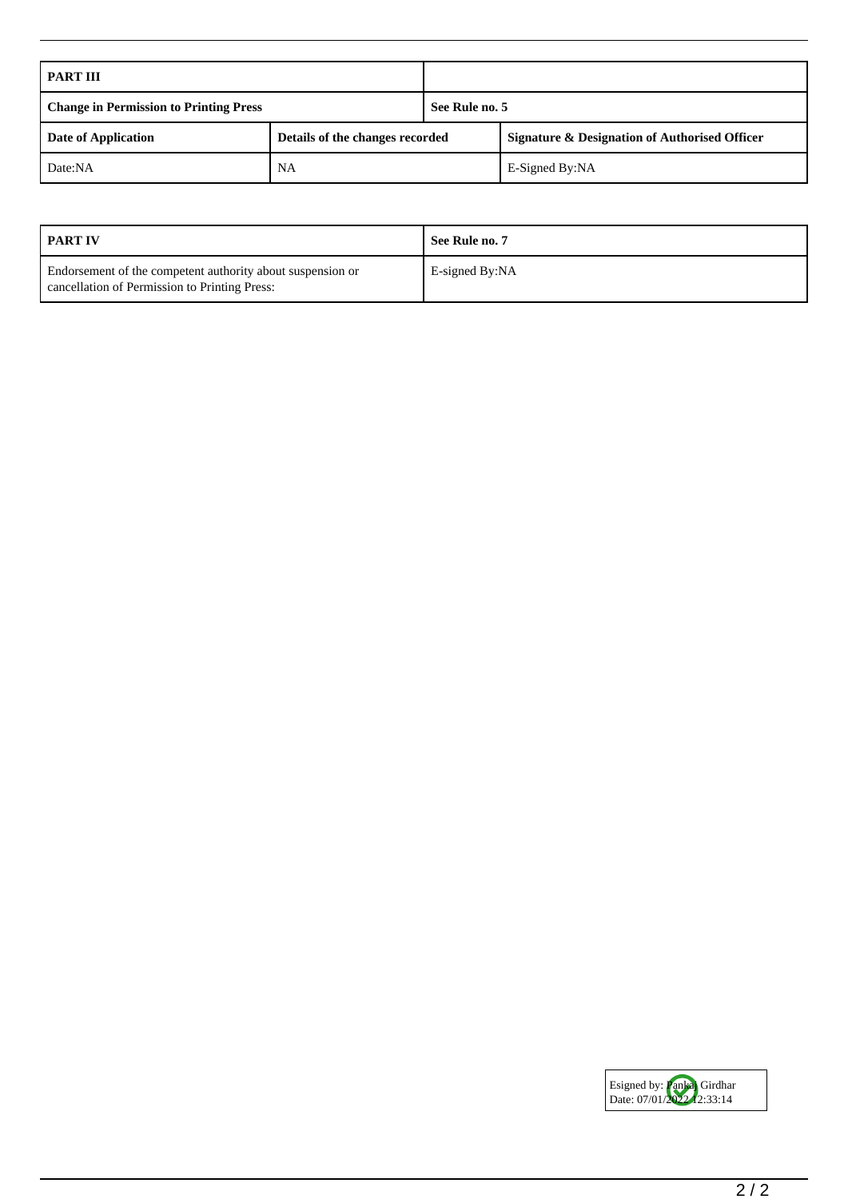| PART III | | |
| --- | --- | --- |
| **Change in Permission to Printing Press** | **See Rule no. 5** | |
| **Date of Application** | **Details of the changes recorded** | **Signature & Designation of Authorised Officer** |
| Date:NA | NA | E-Signed By:NA |

| PART IV | See Rule no. 7 |
| --- | --- |
| Endorsement of the competent authority about suspension or cancellation of Permission to Printing Press: | E-signed By:NA |

Esigned by: Pankaj Girdhar
Date: 07/01/2022 12:33:14